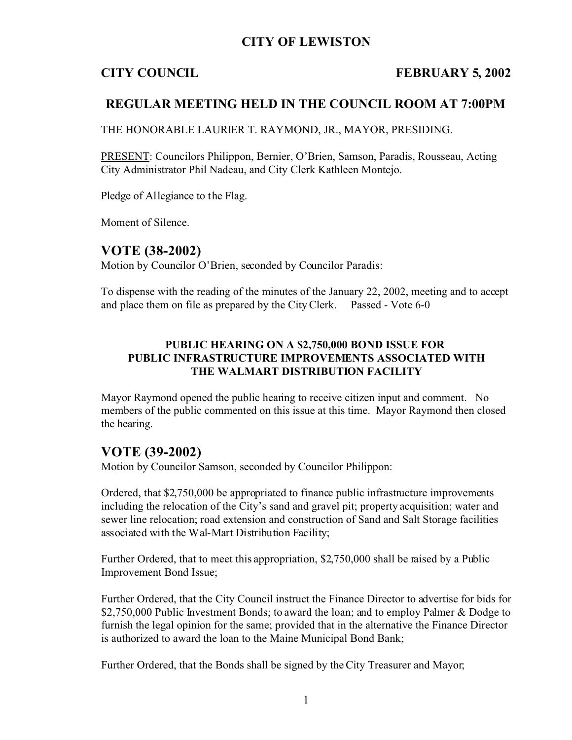# CITY OF LEWISTON

**CITY COUNCIL** **FEBRUARY 5, 2002**

## REGULAR MEETING HELD IN THE COUNCIL ROOM AT 7:00PM

THE HONORABLE LAURIER T. RAYMOND, JR., MAYOR, PRESIDING.

PRESENT: Councilors Philippon, Bernier, O'Brien, Samson, Paradis, Rousseau, Acting City Administrator Phil Nadeau, and City Clerk Kathleen Montejo.

Pledge of Allegiance to the Flag.

Moment of Silence.

## VOTE (38-2002)

Motion by Councilor O'Brien, seconded by Councilor Paradis:

To dispense with the reading of the minutes of the January 22, 2002, meeting and to accept and place them on file as prepared by the City Clerk. Passed - Vote 6-0

### PUBLIC HEARING ON A $2,750,000 BOND ISSUE FOR PUBLIC INFRASTRUCTURE IMPROVEMENTS ASSOCIATED WITH THE WALMART DISTRIBUTION FACILITY

Mayor Raymond opened the public hearing to receive citizen input and comment. No members of the public commented on this issue at this time. Mayor Raymond then closed the hearing.

## VOTE (39-2002)

Motion by Councilor Samson, seconded by Councilor Philippon:

Ordered, that $2,750,000 be appropriated to finance public infrastructure improvements including the relocation of the City's sand and gravel pit; property acquisition; water and sewer line relocation; road extension and construction of Sand and Salt Storage facilities associated with the Wal-Mart Distribution Facility;

Further Ordered, that to meet this appropriation, $2,750,000 shall be raised by a Public Improvement Bond Issue;

Further Ordered, that the City Council instruct the Finance Director to advertise for bids for $2,750,000 Public Investment Bonds; to award the loan; and to employ Palmer & Dodge to furnish the legal opinion for the same; provided that in the alternative the Finance Director is authorized to award the loan to the Maine Municipal Bond Bank;

Further Ordered, that the Bonds shall be signed by the City Treasurer and Mayor;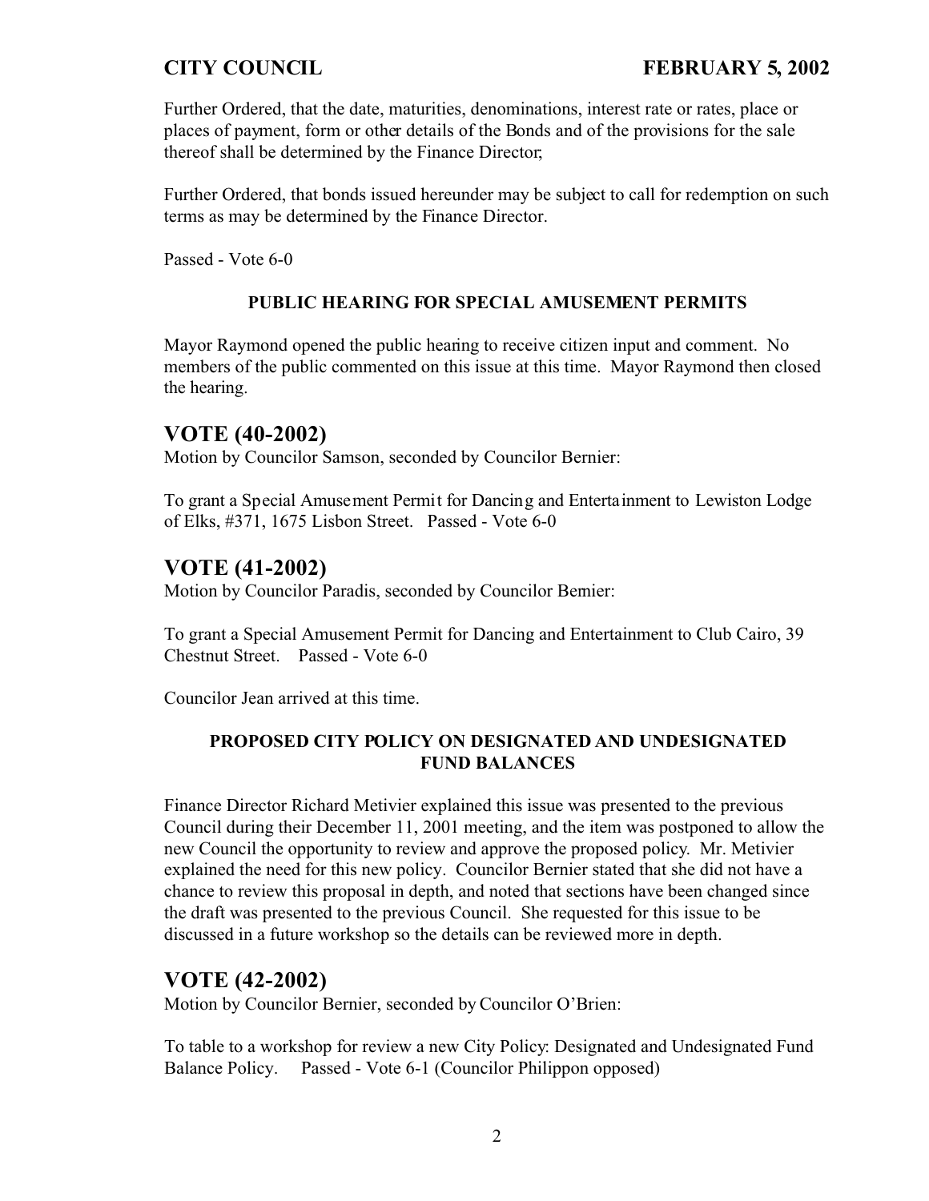Further Ordered, that the date, maturities, denominations, interest rate or rates, place or places of payment, form or other details of the Bonds and of the provisions for the sale thereof shall be determined by the Finance Director;

Further Ordered, that bonds issued hereunder may be subject to call for redemption on such terms as may be determined by the Finance Director.

Passed - Vote 6-0

**PUBLIC HEARING FOR SPECIAL AMUSEMENT PERMITS**

Mayor Raymond opened the public hearing to receive citizen input and comment. No members of the public commented on this issue at this time. Mayor Raymond then closed the hearing.

## VOTE (40-2002)

Motion by Councilor Samson, seconded by Councilor Bernier:

To grant a Special Amusement Permit for Dancing and Entertainment to Lewiston Lodge of Elks, #371, 1675 Lisbon Street. Passed - Vote 6-0

## VOTE (41-2002)

Motion by Councilor Paradis, seconded by Councilor Bernier:

To grant a Special Amusement Permit for Dancing and Entertainment to Club Cairo, 39 Chestnut Street. Passed - Vote 6-0

Councilor Jean arrived at this time.

**PROPOSED CITY POLICY ON DESIGNATED AND UNDESIGNATED FUND BALANCES**

Finance Director Richard Metivier explained this issue was presented to the previous Council during their December 11, 2001 meeting, and the item was postponed to allow the new Council the opportunity to review and approve the proposed policy. Mr. Metivier explained the need for this new policy. Councilor Bernier stated that she did not have a chance to review this proposal in depth, and noted that sections have been changed since the draft was presented to the previous Council. She requested for this issue to be discussed in a future workshop so the details can be reviewed more in depth.

## VOTE (42-2002)

Motion by Councilor Bernier, seconded by Councilor O'Brien:

To table to a workshop for review a new City Policy: Designated and Undesignated Fund Balance Policy. Passed - Vote 6-1 (Councilor Philippon opposed)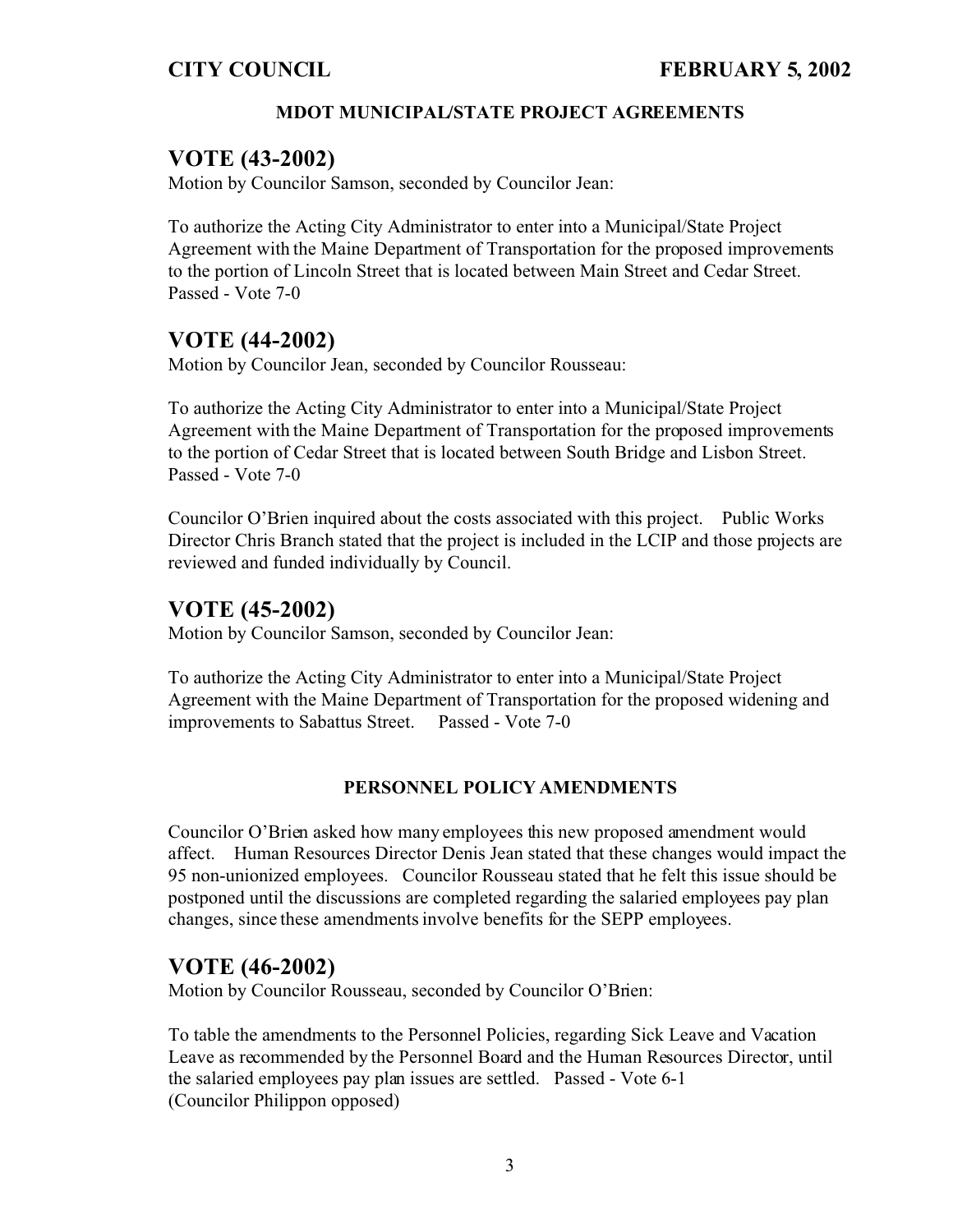**MDOT MUNICIPAL/STATE PROJECT AGREEMENTS**

## VOTE (43-2002)

Motion by Councilor Samson, seconded by Councilor Jean:

To authorize the Acting City Administrator to enter into a Municipal/State Project Agreement with the Maine Department of Transportation for the proposed improvements to the portion of Lincoln Street that is located between Main Street and Cedar Street.
Passed - Vote 7-0

## VOTE (44-2002)

Motion by Councilor Jean, seconded by Councilor Rousseau:

To authorize the Acting City Administrator to enter into a Municipal/State Project Agreement with the Maine Department of Transportation for the proposed improvements to the portion of Cedar Street that is located between South Bridge and Lisbon Street.
Passed - Vote 7-0

Councilor O'Brien inquired about the costs associated with this project. Public Works Director Chris Branch stated that the project is included in the LCIP and those projects are reviewed and funded individually by Council.

## VOTE (45-2002)

Motion by Councilor Samson, seconded by Councilor Jean:

To authorize the Acting City Administrator to enter into a Municipal/State Project Agreement with the Maine Department of Transportation for the proposed widening and improvements to Sabattus Street. Passed - Vote 7-0

**PERSONNEL POLICY AMENDMENTS**

Councilor O'Brien asked how many employees this new proposed amendment would affect. Human Resources Director Denis Jean stated that these changes would impact the 95 non-unionized employees. Councilor Rousseau stated that he felt this issue should be postponed until the discussions are completed regarding the salaried employees pay plan changes, since these amendments involve benefits for the SEPP employees.

## VOTE (46-2002)

Motion by Councilor Rousseau, seconded by Councilor O'Brien:

To table the amendments to the Personnel Policies, regarding Sick Leave and Vacation Leave as recommended by the Personnel Board and the Human Resources Director, until the salaried employees pay plan issues are settled. Passed - Vote 6-1
(Councilor Philippon opposed)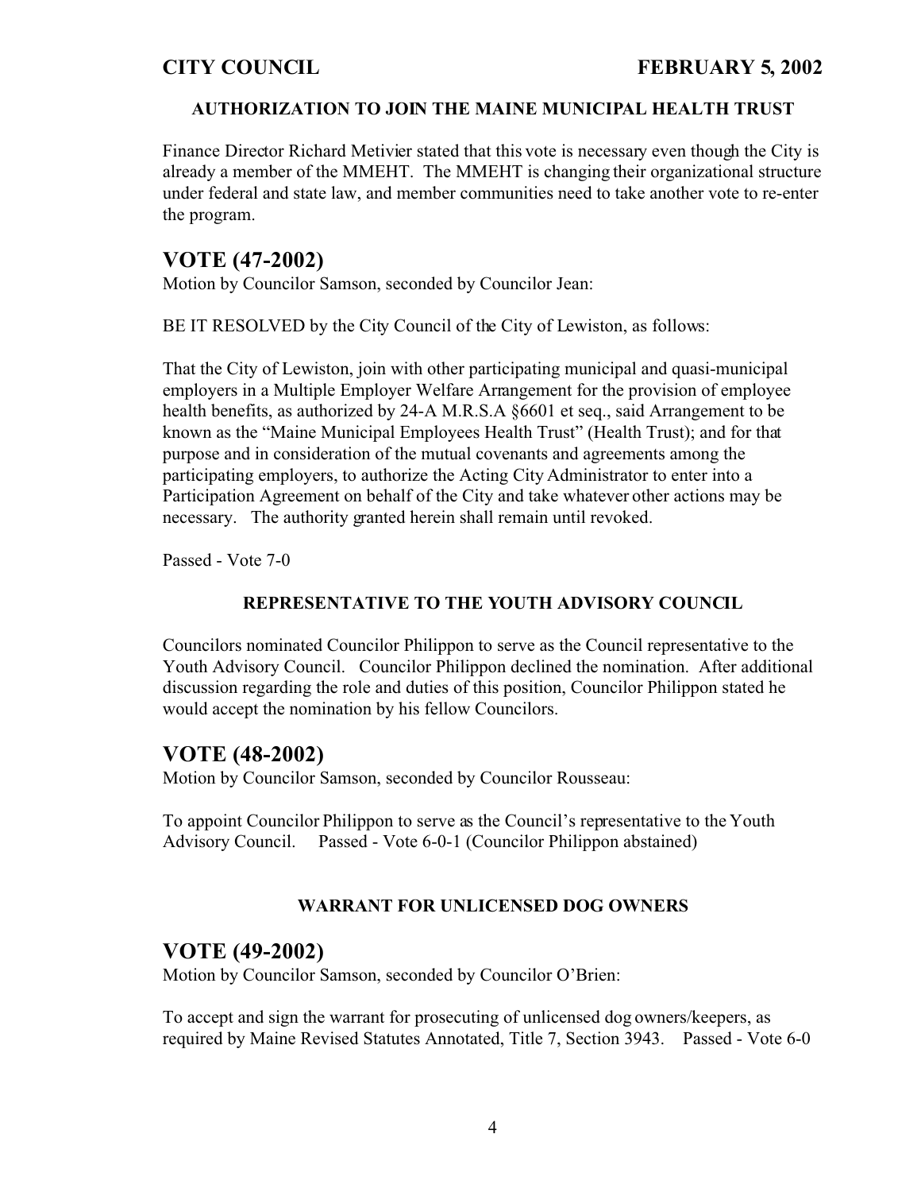### AUTHORIZATION TO JOIN THE MAINE MUNICIPAL HEALTH TRUST

Finance Director Richard Metivier stated that this vote is necessary even though the City is already a member of the MMEHT. The MMEHT is changing their organizational structure under federal and state law, and member communities need to take another vote to re-enter the program.

## VOTE (47-2002)

Motion by Councilor Samson, seconded by Councilor Jean:

BE IT RESOLVED by the City Council of the City of Lewiston, as follows:

That the City of Lewiston, join with other participating municipal and quasi-municipal employers in a Multiple Employer Welfare Arrangement for the provision of employee health benefits, as authorized by 24-A M.R.S.A §6601 et seq., said Arrangement to be known as the "Maine Municipal Employees Health Trust" (Health Trust); and for that purpose and in consideration of the mutual covenants and agreements among the participating employers, to authorize the Acting City Administrator to enter into a Participation Agreement on behalf of the City and take whatever other actions may be necessary. The authority granted herein shall remain until revoked.

Passed - Vote 7-0

### REPRESENTATIVE TO THE YOUTH ADVISORY COUNCIL

Councilors nominated Councilor Philippon to serve as the Council representative to the Youth Advisory Council. Councilor Philippon declined the nomination. After additional discussion regarding the role and duties of this position, Councilor Philippon stated he would accept the nomination by his fellow Councilors.

## VOTE (48-2002)

Motion by Councilor Samson, seconded by Councilor Rousseau:

To appoint Councilor Philippon to serve as the Council's representative to the Youth Advisory Council. Passed - Vote 6-0-1 (Councilor Philippon abstained)

### WARRANT FOR UNLICENSED DOG OWNERS

## VOTE (49-2002)

Motion by Councilor Samson, seconded by Councilor O'Brien:

To accept and sign the warrant for prosecuting of unlicensed dog owners/keepers, as required by Maine Revised Statutes Annotated, Title 7, Section 3943. Passed - Vote 6-0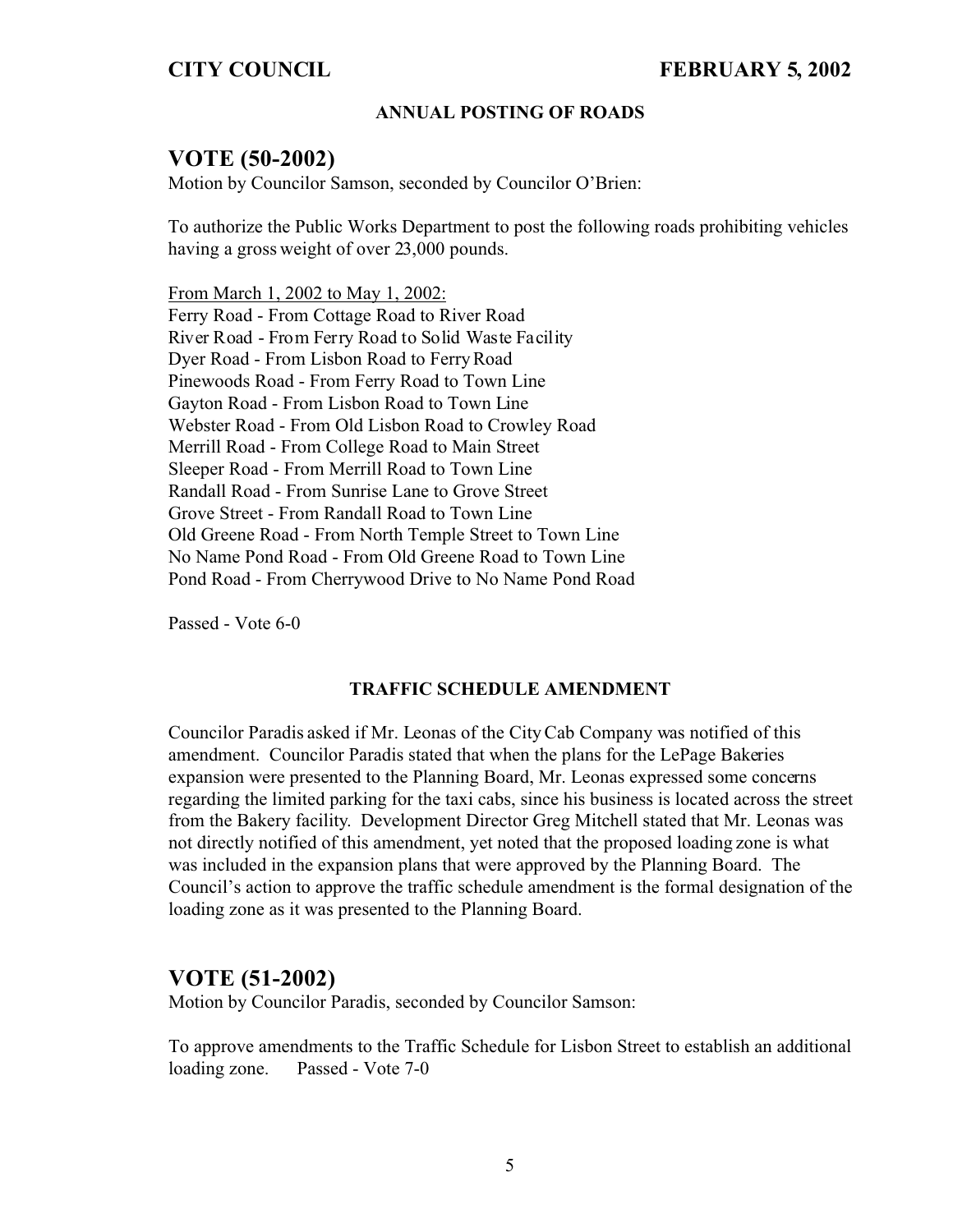### ANNUAL POSTING OF ROADS

## VOTE (50-2002)

Motion by Councilor Samson, seconded by Councilor O'Brien:

To authorize the Public Works Department to post the following roads prohibiting vehicles having a gross weight of over 23,000 pounds.

From March 1, 2002 to May 1, 2002:
Ferry Road - From Cottage Road to River Road
River Road - From Ferry Road to Solid Waste Facility
Dyer Road - From Lisbon Road to Ferry Road
Pinewoods Road - From Ferry Road to Town Line
Gayton Road - From Lisbon Road to Town Line
Webster Road - From Old Lisbon Road to Crowley Road
Merrill Road - From College Road to Main Street
Sleeper Road - From Merrill Road to Town Line
Randall Road - From Sunrise Lane to Grove Street
Grove Street - From Randall Road to Town Line
Old Greene Road - From North Temple Street to Town Line
No Name Pond Road - From Old Greene Road to Town Line
Pond Road - From Cherrywood Drive to No Name Pond Road

Passed - Vote 6-0

### TRAFFIC SCHEDULE AMENDMENT

Councilor Paradis asked if Mr. Leonas of the City Cab Company was notified of this amendment. Councilor Paradis stated that when the plans for the LePage Bakeries expansion were presented to the Planning Board, Mr. Leonas expressed some concerns regarding the limited parking for the taxi cabs, since his business is located across the street from the Bakery facility. Development Director Greg Mitchell stated that Mr. Leonas was not directly notified of this amendment, yet noted that the proposed loading zone is what was included in the expansion plans that were approved by the Planning Board. The Council's action to approve the traffic schedule amendment is the formal designation of the loading zone as it was presented to the Planning Board.

## VOTE (51-2002)

Motion by Councilor Paradis, seconded by Councilor Samson:

To approve amendments to the Traffic Schedule for Lisbon Street to establish an additional loading zone. Passed - Vote 7-0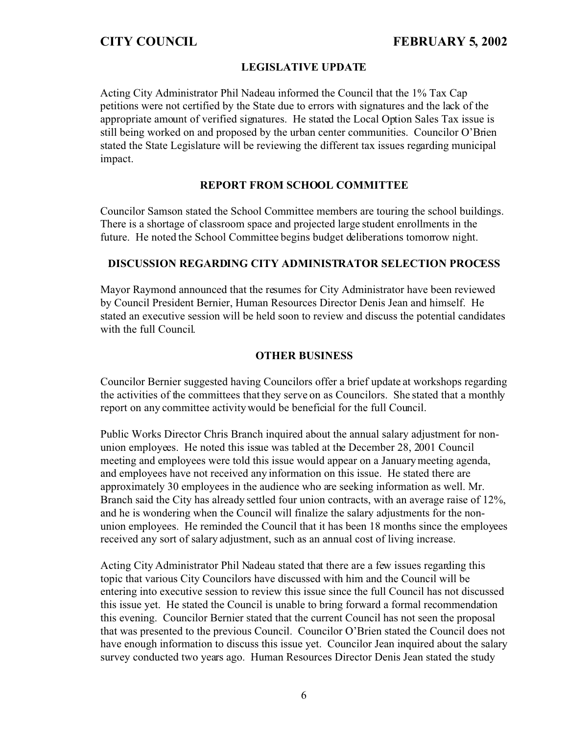### LEGISLATIVE UPDATE

Acting City Administrator Phil Nadeau informed the Council that the 1% Tax Cap petitions were not certified by the State due to errors with signatures and the lack of the appropriate amount of verified signatures. He stated the Local Option Sales Tax issue is still being worked on and proposed by the urban center communities. Councilor O'Brien stated the State Legislature will be reviewing the different tax issues regarding municipal impact.

### REPORT FROM SCHOOL COMMITTEE

Councilor Samson stated the School Committee members are touring the school buildings. There is a shortage of classroom space and projected large student enrollments in the future. He noted the School Committee begins budget deliberations tomorrow night.

### DISCUSSION REGARDING CITY ADMINISTRATOR SELECTION PROCESS

Mayor Raymond announced that the resumes for City Administrator have been reviewed by Council President Bernier, Human Resources Director Denis Jean and himself. He stated an executive session will be held soon to review and discuss the potential candidates with the full Council.

### OTHER BUSINESS

Councilor Bernier suggested having Councilors offer a brief update at workshops regarding the activities of the committees that they serve on as Councilors. She stated that a monthly report on any committee activity would be beneficial for the full Council.

Public Works Director Chris Branch inquired about the annual salary adjustment for non-union employees. He noted this issue was tabled at the December 28, 2001 Council meeting and employees were told this issue would appear on a January meeting agenda, and employees have not received any information on this issue. He stated there are approximately 30 employees in the audience who are seeking information as well. Mr. Branch said the City has already settled four union contracts, with an average raise of 12%, and he is wondering when the Council will finalize the salary adjustments for the non-union employees. He reminded the Council that it has been 18 months since the employees received any sort of salary adjustment, such as an annual cost of living increase.

Acting City Administrator Phil Nadeau stated that there are a few issues regarding this topic that various City Councilors have discussed with him and the Council will be entering into executive session to review this issue since the full Council has not discussed this issue yet. He stated the Council is unable to bring forward a formal recommendation this evening. Councilor Bernier stated that the current Council has not seen the proposal that was presented to the previous Council. Councilor O'Brien stated the Council does not have enough information to discuss this issue yet. Councilor Jean inquired about the salary survey conducted two years ago. Human Resources Director Denis Jean stated the study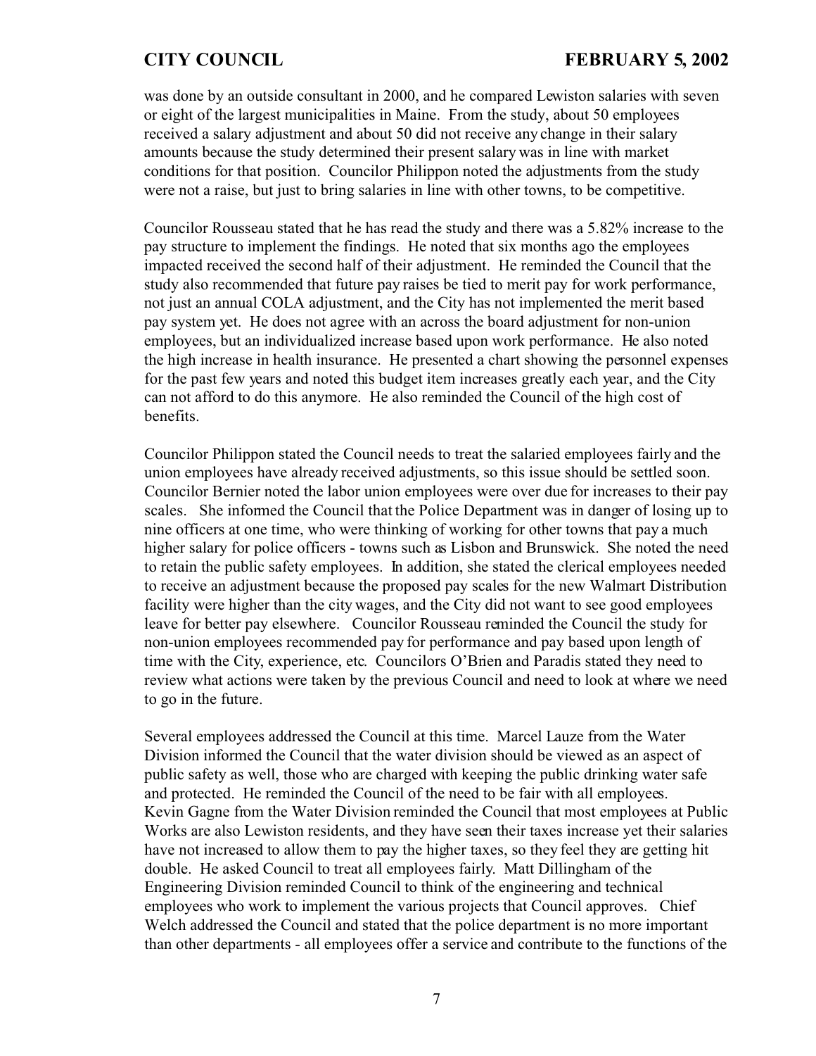was done by an outside consultant in 2000, and he compared Lewiston salaries with seven or eight of the largest municipalities in Maine. From the study, about 50 employees received a salary adjustment and about 50 did not receive any change in their salary amounts because the study determined their present salary was in line with market conditions for that position. Councilor Philippon noted the adjustments from the study were not a raise, but just to bring salaries in line with other towns, to be competitive.

Councilor Rousseau stated that he has read the study and there was a 5.82% increase to the pay structure to implement the findings. He noted that six months ago the employees impacted received the second half of their adjustment. He reminded the Council that the study also recommended that future pay raises be tied to merit pay for work performance, not just an annual COLA adjustment, and the City has not implemented the merit based pay system yet. He does not agree with an across the board adjustment for non-union employees, but an individualized increase based upon work performance. He also noted the high increase in health insurance. He presented a chart showing the personnel expenses for the past few years and noted this budget item increases greatly each year, and the City can not afford to do this anymore. He also reminded the Council of the high cost of benefits.

Councilor Philippon stated the Council needs to treat the salaried employees fairly and the union employees have already received adjustments, so this issue should be settled soon. Councilor Bernier noted the labor union employees were over due for increases to their pay scales. She informed the Council that the Police Department was in danger of losing up to nine officers at one time, who were thinking of working for other towns that pay a much higher salary for police officers - towns such as Lisbon and Brunswick. She noted the need to retain the public safety employees. In addition, she stated the clerical employees needed to receive an adjustment because the proposed pay scales for the new Walmart Distribution facility were higher than the city wages, and the City did not want to see good employees leave for better pay elsewhere. Councilor Rousseau reminded the Council the study for non-union employees recommended pay for performance and pay based upon length of time with the City, experience, etc. Councilors O'Brien and Paradis stated they need to review what actions were taken by the previous Council and need to look at where we need to go in the future.

Several employees addressed the Council at this time. Marcel Lauze from the Water Division informed the Council that the water division should be viewed as an aspect of public safety as well, those who are charged with keeping the public drinking water safe and protected. He reminded the Council of the need to be fair with all employees. Kevin Gagne from the Water Division reminded the Council that most employees at Public Works are also Lewiston residents, and they have seen their taxes increase yet their salaries have not increased to allow them to pay the higher taxes, so they feel they are getting hit double. He asked Council to treat all employees fairly. Matt Dillingham of the Engineering Division reminded Council to think of the engineering and technical employees who work to implement the various projects that Council approves. Chief Welch addressed the Council and stated that the police department is no more important than other departments - all employees offer a service and contribute to the functions of the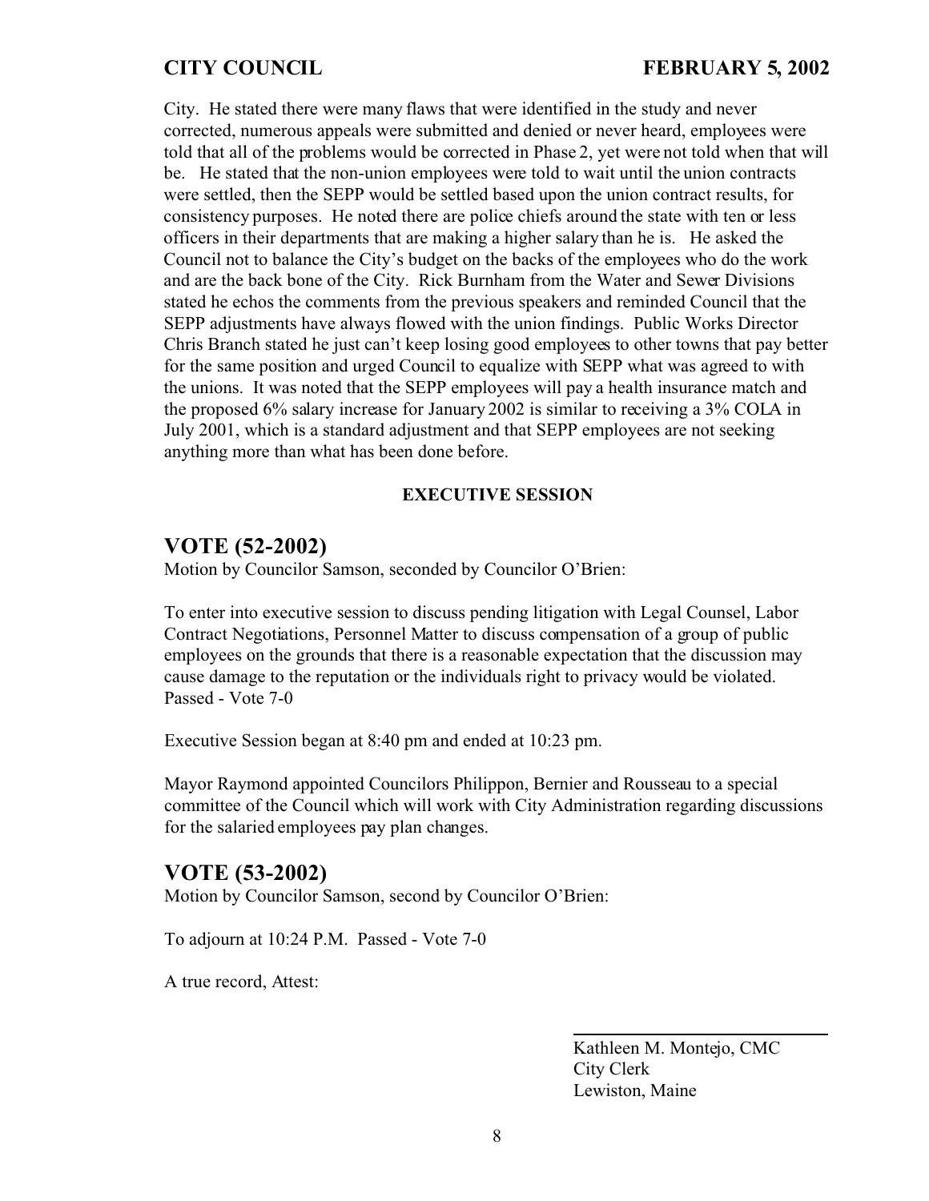City. He stated there were many flaws that were identified in the study and never corrected, numerous appeals were submitted and denied or never heard, employees were told that all of the problems would be corrected in Phase 2, yet were not told when that will be. He stated that the non-union employees were told to wait until the union contracts were settled, then the SEPP would be settled based upon the union contract results, for consistency purposes. He noted there are police chiefs around the state with ten or less officers in their departments that are making a higher salary than he is. He asked the Council not to balance the City's budget on the backs of the employees who do the work and are the back bone of the City. Rick Burnham from the Water and Sewer Divisions stated he echos the comments from the previous speakers and reminded Council that the SEPP adjustments have always flowed with the union findings. Public Works Director Chris Branch stated he just can't keep losing good employees to other towns that pay better for the same position and urged Council to equalize with SEPP what was agreed to with the unions. It was noted that the SEPP employees will pay a health insurance match and the proposed 6% salary increase for January 2002 is similar to receiving a 3% COLA in July 2001, which is a standard adjustment and that SEPP employees are not seeking anything more than what has been done before.

**EXECUTIVE SESSION**

## VOTE (52-2002)

Motion by Councilor Samson, seconded by Councilor O'Brien:

To enter into executive session to discuss pending litigation with Legal Counsel, Labor Contract Negotiations, Personnel Matter to discuss compensation of a group of public employees on the grounds that there is a reasonable expectation that the discussion may cause damage to the reputation or the individuals right to privacy would be violated. Passed - Vote 7-0

Executive Session began at 8:40 pm and ended at 10:23 pm.

Mayor Raymond appointed Councilors Philippon, Bernier and Rousseau to a special committee of the Council which will work with City Administration regarding discussions for the salaried employees pay plan changes.

## VOTE (53-2002)

Motion by Councilor Samson, second by Councilor O'Brien:

To adjourn at 10:24 P.M. Passed - Vote 7-0

A true record, Attest:

Kathleen M. Montejo, CMC
City Clerk
Lewiston, Maine